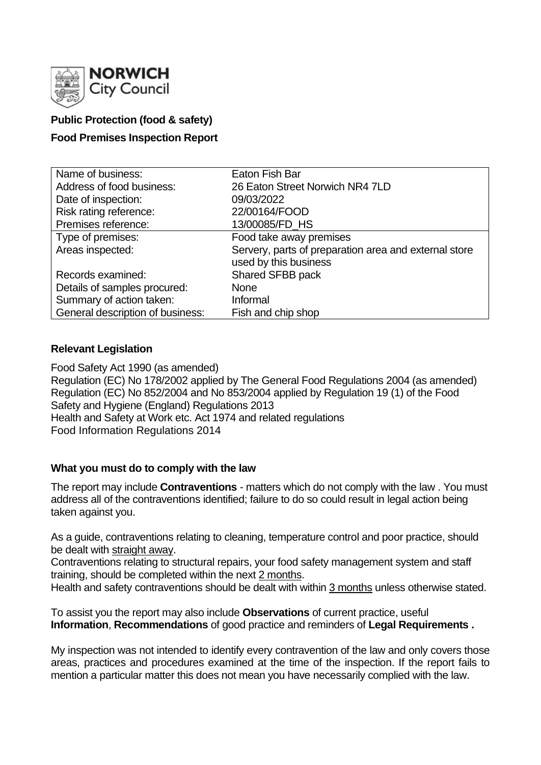**NORWICH City Council**

**Public Protection (food & safety)**

**Food Premises Inspection Report**

| Name of business: | Eaton Fish Bar |
| --- | --- |
| Address of food business: | 26 Eaton Street Norwich NR4 7LD |
| Date of inspection: | 09/03/2022 |
| Risk rating reference: | 22/00164/FOOD |
| Premises reference: | 13/00085/FD_HS |
| Type of premises: | Food take away premises |
| Areas inspected: | Servery, parts of preparation area and external store used by this business |
| Records examined: | Shared SFBB pack |
| Details of samples procured: | None |
| Summary of action taken: | Informal |
| General description of business: | Fish and chip shop |

## Relevant Legislation

Food Safety Act 1990 (as amended)
Regulation (EC) No 178/2002 applied by The General Food Regulations 2004 (as amended)
Regulation (EC) No 852/2004 and No 853/2004 applied by Regulation 19 (1) of the Food Safety and Hygiene (England) Regulations 2013
Health and Safety at Work etc. Act 1974 and related regulations
Food Information Regulations 2014

## What you must do to comply with the law

The report may include **Contraventions** - matters which do not comply with the law . You must address all of the contraventions identified; failure to do so could result in legal action being taken against you.

As a guide, contraventions relating to cleaning, temperature control and poor practice, should be dealt with straight away.

Contraventions relating to structural repairs, your food safety management system and staff training, should be completed within the next 2 months.

Health and safety contraventions should be dealt with within 3 months unless otherwise stated.

To assist you the report may also include **Observations** of current practice, useful **Information**, **Recommendations** of good practice and reminders of **Legal Requirements .**

My inspection was not intended to identify every contravention of the law and only covers those areas, practices and procedures examined at the time of the inspection. If the report fails to mention a particular matter this does not mean you have necessarily complied with the law.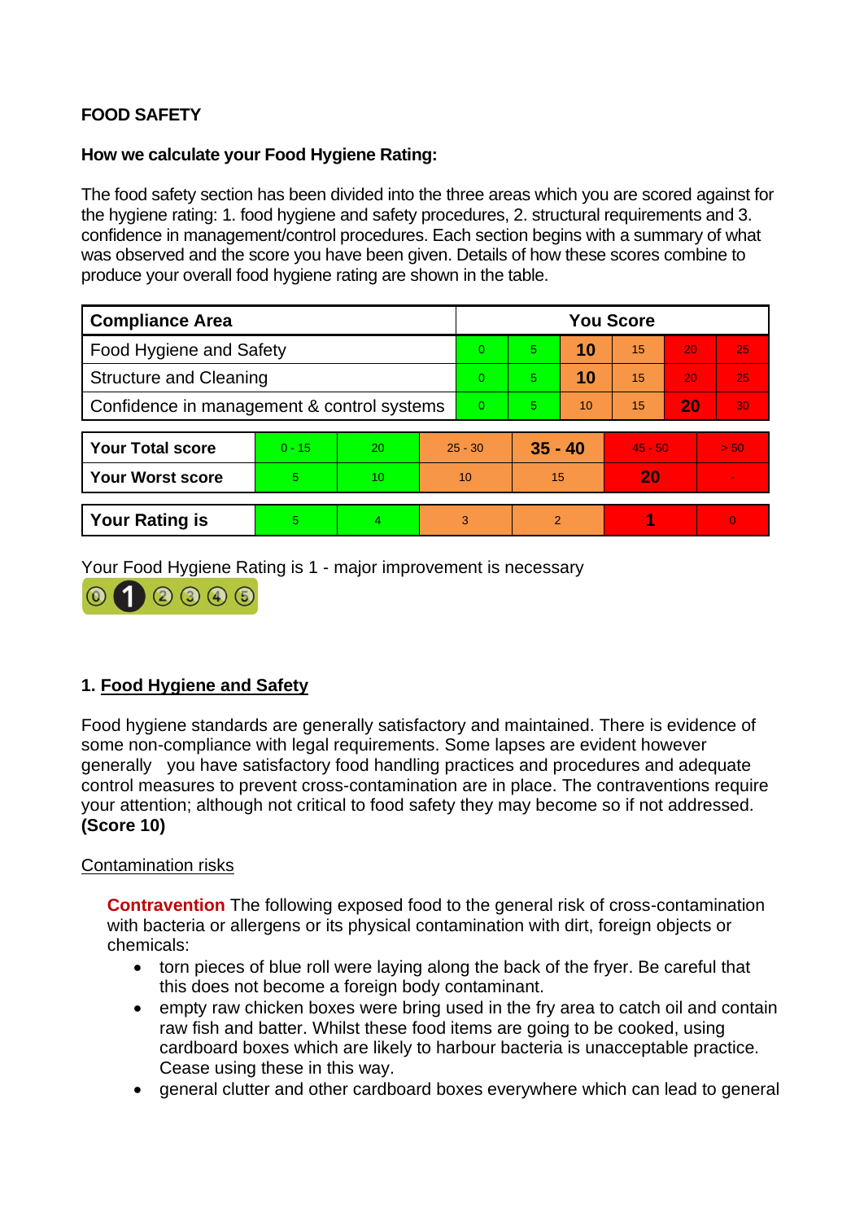**FOOD SAFETY**

**How we calculate your Food Hygiene Rating:**

The food safety section has been divided into the three areas which you are scored against for the hygiene rating: 1. food hygiene and safety procedures, 2. structural requirements and 3. confidence in management/control procedures. Each section begins with a summary of what was observed and the score you have been given. Details of how these scores combine to produce your overall food hygiene rating are shown in the table.

| Compliance Area | You Score | | | | | |
|---|---|---|---|---|---|---|
| Food Hygiene and Safety | 0 | 5 | **10** | 15 | 20 | 25 |
| Structure and Cleaning | 0 | 5 | **10** | 15 | 20 | 25 |
| Confidence in management & control systems | 0 | 5 | 10 | 15 | **20** | 30 |

| | | | | | | |
|---|---|---|---|---|---|---|
| **Your Total score** | 0 - 15 | 20 | 25 - 30 | **35 - 40** | 45 - 50 | > 50 |
| **Your Worst score** | 5 | 10 | 10 | 15 | **20** | - |
| **Your Rating is** | 5 | 4 | 3 | 2 | **1** | 0 |

Your Food Hygiene Rating is 1 - major improvement is necessary

## 1. Food Hygiene and Safety

Food hygiene standards are generally satisfactory and maintained. There is evidence of some non-compliance with legal requirements. Some lapses are evident however generally you have satisfactory food handling practices and procedures and adequate control measures to prevent cross-contamination are in place. The contraventions require your attention; although not critical to food safety they may become so if not addressed. **(Score 10)**

Contamination risks

**Contravention** The following exposed food to the general risk of cross-contamination with bacteria or allergens or its physical contamination with dirt, foreign objects or chemicals:

- torn pieces of blue roll were laying along the back of the fryer. Be careful that this does not become a foreign body contaminant.
- empty raw chicken boxes were bring used in the fry area to catch oil and contain raw fish and batter. Whilst these food items are going to be cooked, using cardboard boxes which are likely to harbour bacteria is unacceptable practice. Cease using these in this way.
- general clutter and other cardboard boxes everywhere which can lead to general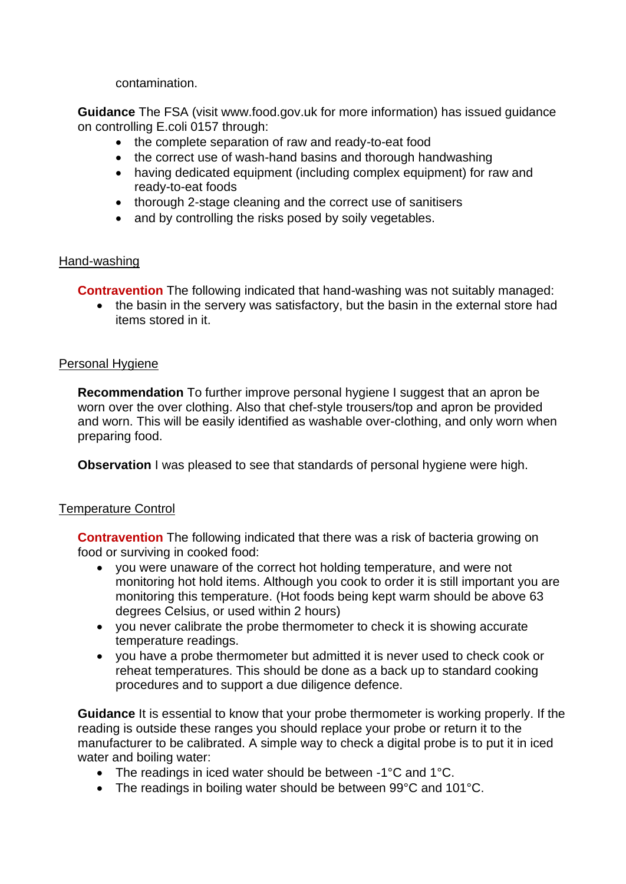contamination.

**Guidance** The FSA (visit www.food.gov.uk for more information) has issued guidance on controlling E.coli 0157 through:

- the complete separation of raw and ready-to-eat food
- the correct use of wash-hand basins and thorough handwashing
- having dedicated equipment (including complex equipment) for raw and ready-to-eat foods
- thorough 2-stage cleaning and the correct use of sanitisers
- and by controlling the risks posed by soily vegetables.

Hand-washing

**Contravention** The following indicated that hand-washing was not suitably managed:

- the basin in the servery was satisfactory, but the basin in the external store had items stored in it.

Personal Hygiene

**Recommendation** To further improve personal hygiene I suggest that an apron be worn over the over clothing. Also that chef-style trousers/top and apron be provided and worn. This will be easily identified as washable over-clothing, and only worn when preparing food.

**Observation** I was pleased to see that standards of personal hygiene were high.

Temperature Control

**Contravention** The following indicated that there was a risk of bacteria growing on food or surviving in cooked food:

- you were unaware of the correct hot holding temperature, and were not monitoring hot hold items. Although you cook to order it is still important you are monitoring this temperature. (Hot foods being kept warm should be above 63 degrees Celsius, or used within 2 hours)
- you never calibrate the probe thermometer to check it is showing accurate temperature readings.
- you have a probe thermometer but admitted it is never used to check cook or reheat temperatures. This should be done as a back up to standard cooking procedures and to support a due diligence defence.

**Guidance** It is essential to know that your probe thermometer is working properly. If the reading is outside these ranges you should replace your probe or return it to the manufacturer to be calibrated. A simple way to check a digital probe is to put it in iced water and boiling water:

- The readings in iced water should be between -1°C and 1°C.
- The readings in boiling water should be between 99°C and 101°C.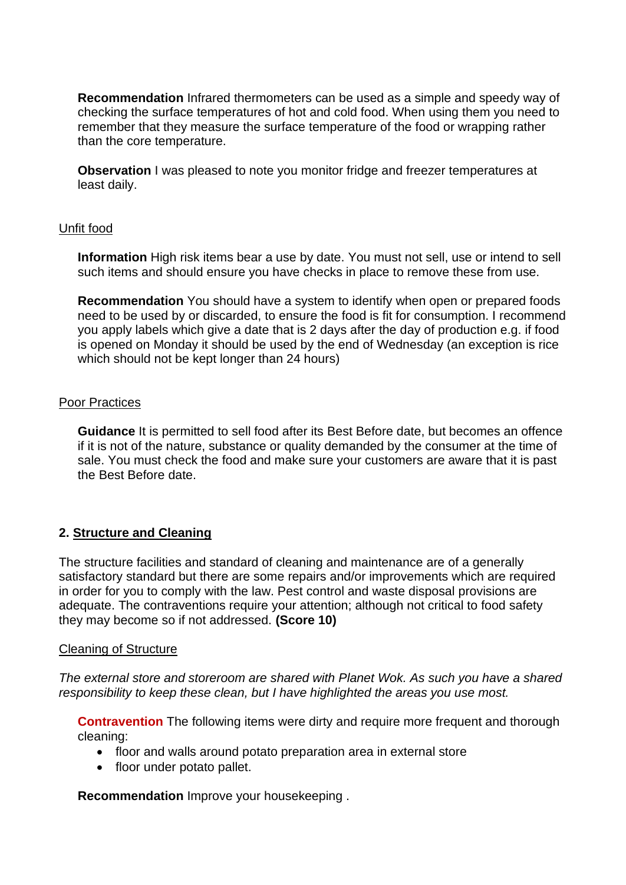**Recommendation** Infrared thermometers can be used as a simple and speedy way of checking the surface temperatures of hot and cold food. When using them you need to remember that they measure the surface temperature of the food or wrapping rather than the core temperature.

**Observation** I was pleased to note you monitor fridge and freezer temperatures at least daily.

Unfit food

**Information** High risk items bear a use by date. You must not sell, use or intend to sell such items and should ensure you have checks in place to remove these from use.

**Recommendation** You should have a system to identify when open or prepared foods need to be used by or discarded, to ensure the food is fit for consumption. I recommend you apply labels which give a date that is 2 days after the day of production e.g. if food is opened on Monday it should be used by the end of Wednesday (an exception is rice which should not be kept longer than 24 hours)

Poor Practices

**Guidance** It is permitted to sell food after its Best Before date, but becomes an offence if it is not of the nature, substance or quality demanded by the consumer at the time of sale. You must check the food and make sure your customers are aware that it is past the Best Before date.

## 2. Structure and Cleaning

The structure facilities and standard of cleaning and maintenance are of a generally satisfactory standard but there are some repairs and/or improvements which are required in order for you to comply with the law. Pest control and waste disposal provisions are adequate. The contraventions require your attention; although not critical to food safety they may become so if not addressed. **(Score 10)**

Cleaning of Structure

*The external store and storeroom are shared with Planet Wok. As such you have a shared responsibility to keep these clean, but I have highlighted the areas you use most.*

**Contravention** The following items were dirty and require more frequent and thorough cleaning:

- floor and walls around potato preparation area in external store
- floor under potato pallet.

**Recommendation** Improve your housekeeping .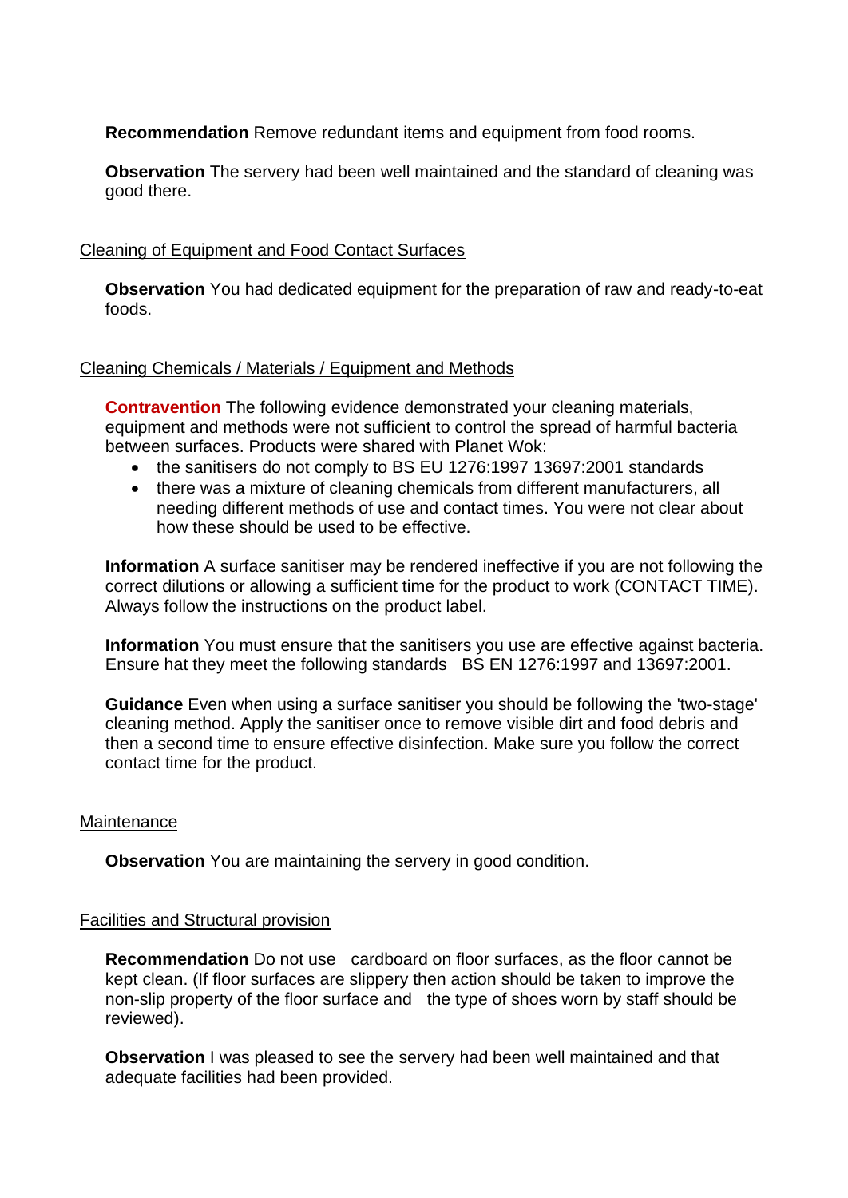**Recommendation** Remove redundant items and equipment from food rooms.

**Observation** The servery had been well maintained and the standard of cleaning was good there.

Cleaning of Equipment and Food Contact Surfaces

**Observation** You had dedicated equipment for the preparation of raw and ready-to-eat foods.

Cleaning Chemicals / Materials / Equipment and Methods

**Contravention** The following evidence demonstrated your cleaning materials, equipment and methods were not sufficient to control the spread of harmful bacteria between surfaces. Products were shared with Planet Wok:

- the sanitisers do not comply to BS EU 1276:1997 13697:2001 standards
- there was a mixture of cleaning chemicals from different manufacturers, all needing different methods of use and contact times. You were not clear about how these should be used to be effective.

**Information** A surface sanitiser may be rendered ineffective if you are not following the correct dilutions or allowing a sufficient time for the product to work (CONTACT TIME). Always follow the instructions on the product label.

**Information** You must ensure that the sanitisers you use are effective against bacteria. Ensure hat they meet the following standards BS EN 1276:1997 and 13697:2001.

**Guidance** Even when using a surface sanitiser you should be following the 'two-stage' cleaning method. Apply the sanitiser once to remove visible dirt and food debris and then a second time to ensure effective disinfection. Make sure you follow the correct contact time for the product.

Maintenance

**Observation** You are maintaining the servery in good condition.

Facilities and Structural provision

**Recommendation** Do not use cardboard on floor surfaces, as the floor cannot be kept clean. (If floor surfaces are slippery then action should be taken to improve the non-slip property of the floor surface and the type of shoes worn by staff should be reviewed).

**Observation** I was pleased to see the servery had been well maintained and that adequate facilities had been provided.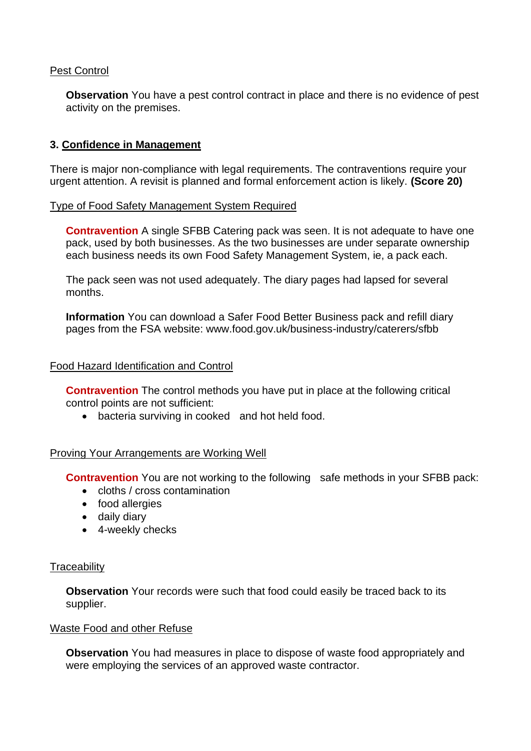Pest Control

**Observation** You have a pest control contract in place and there is no evidence of pest activity on the premises.

## 3. Confidence in Management

There is major non-compliance with legal requirements. The contraventions require your urgent attention. A revisit is planned and formal enforcement action is likely. **(Score 20)**

Type of Food Safety Management System Required

**Contravention** A single SFBB Catering pack was seen. It is not adequate to have one pack, used by both businesses. As the two businesses are under separate ownership each business needs its own Food Safety Management System, ie, a pack each.

The pack seen was not used adequately. The diary pages had lapsed for several months.

**Information** You can download a Safer Food Better Business pack and refill diary pages from the FSA website: www.food.gov.uk/business-industry/caterers/sfbb

Food Hazard Identification and Control

**Contravention** The control methods you have put in place at the following critical control points are not sufficient:

- bacteria surviving in cooked and hot held food.

Proving Your Arrangements are Working Well

**Contravention** You are not working to the following safe methods in your SFBB pack:

- cloths / cross contamination
- food allergies
- daily diary
- 4-weekly checks

Traceability

**Observation** Your records were such that food could easily be traced back to its supplier.

Waste Food and other Refuse

**Observation** You had measures in place to dispose of waste food appropriately and were employing the services of an approved waste contractor.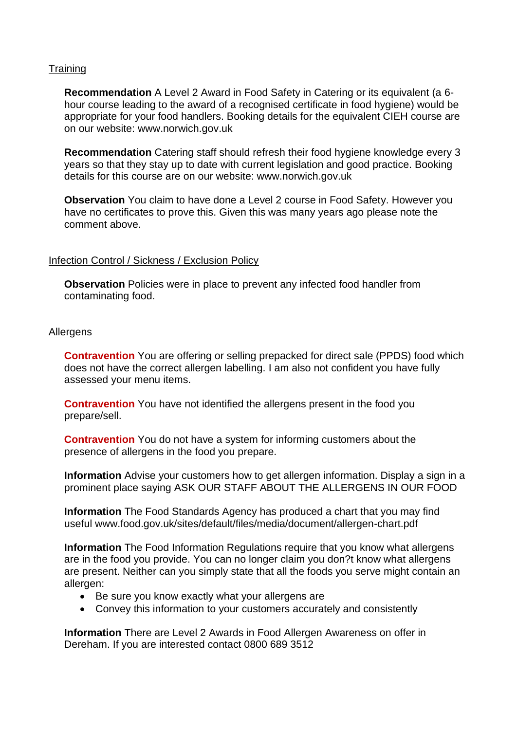Training

**Recommendation** A Level 2 Award in Food Safety in Catering or its equivalent (a 6-hour course leading to the award of a recognised certificate in food hygiene) would be appropriate for your food handlers. Booking details for the equivalent CIEH course are on our website: www.norwich.gov.uk

**Recommendation** Catering staff should refresh their food hygiene knowledge every 3 years so that they stay up to date with current legislation and good practice. Booking details for this course are on our website: www.norwich.gov.uk

**Observation** You claim to have done a Level 2 course in Food Safety. However you have no certificates to prove this. Given this was many years ago please note the comment above.

Infection Control / Sickness / Exclusion Policy

**Observation** Policies were in place to prevent any infected food handler from contaminating food.

Allergens

**Contravention** You are offering or selling prepacked for direct sale (PPDS) food which does not have the correct allergen labelling. I am also not confident you have fully assessed your menu items.

**Contravention** You have not identified the allergens present in the food you prepare/sell.

**Contravention** You do not have a system for informing customers about the presence of allergens in the food you prepare.

**Information** Advise your customers how to get allergen information. Display a sign in a prominent place saying ASK OUR STAFF ABOUT THE ALLERGENS IN OUR FOOD

**Information** The Food Standards Agency has produced a chart that you may find useful www.food.gov.uk/sites/default/files/media/document/allergen-chart.pdf

**Information** The Food Information Regulations require that you know what allergens are in the food you provide. You can no longer claim you don?t know what allergens are present. Neither can you simply state that all the foods you serve might contain an allergen:

- Be sure you know exactly what your allergens are
- Convey this information to your customers accurately and consistently

**Information** There are Level 2 Awards in Food Allergen Awareness on offer in Dereham. If you are interested contact 0800 689 3512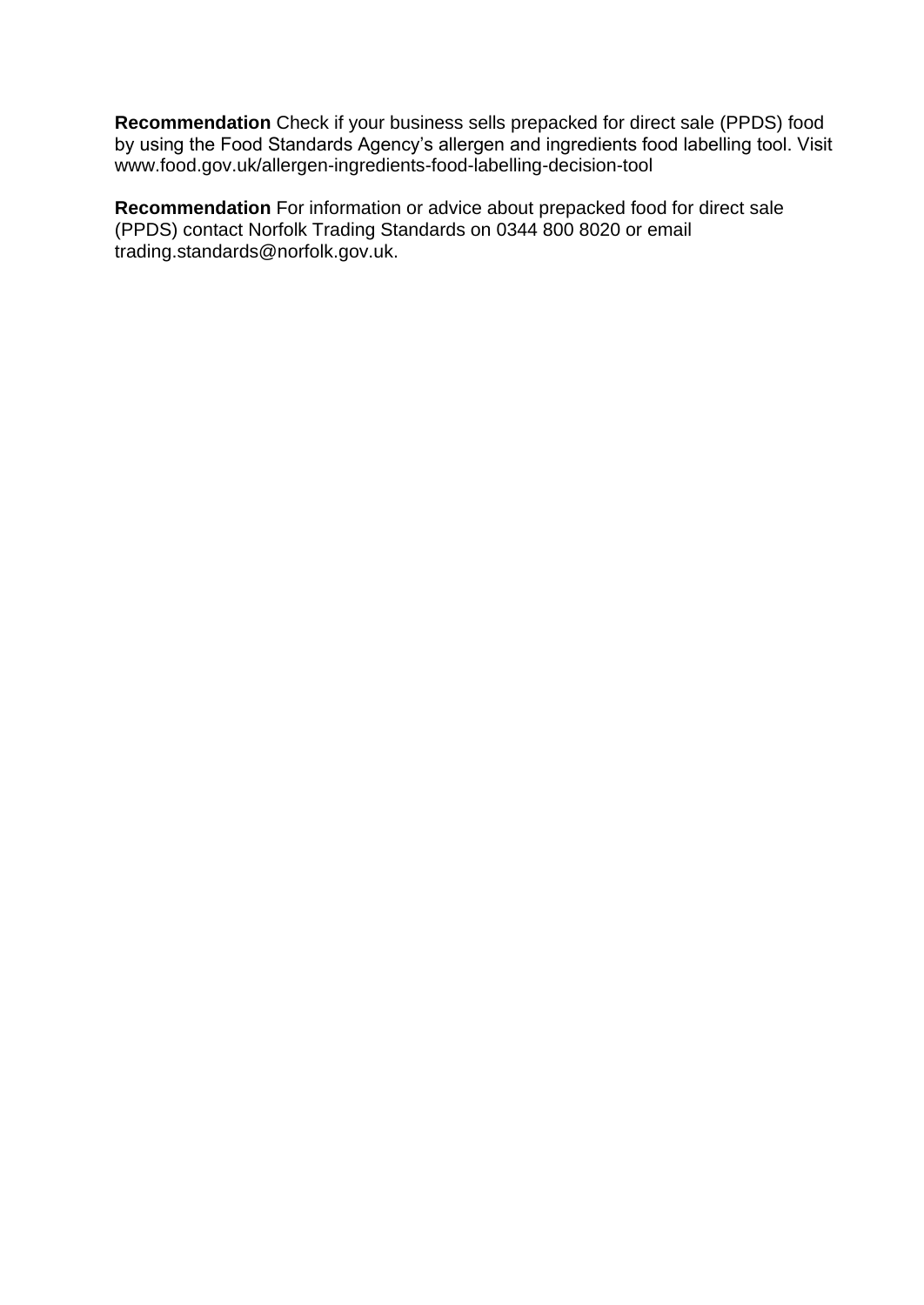**Recommendation** Check if your business sells prepacked for direct sale (PPDS) food by using the Food Standards Agency's allergen and ingredients food labelling tool. Visit www.food.gov.uk/allergen-ingredients-food-labelling-decision-tool

**Recommendation** For information or advice about prepacked food for direct sale (PPDS) contact Norfolk Trading Standards on 0344 800 8020 or email trading.standards@norfolk.gov.uk.